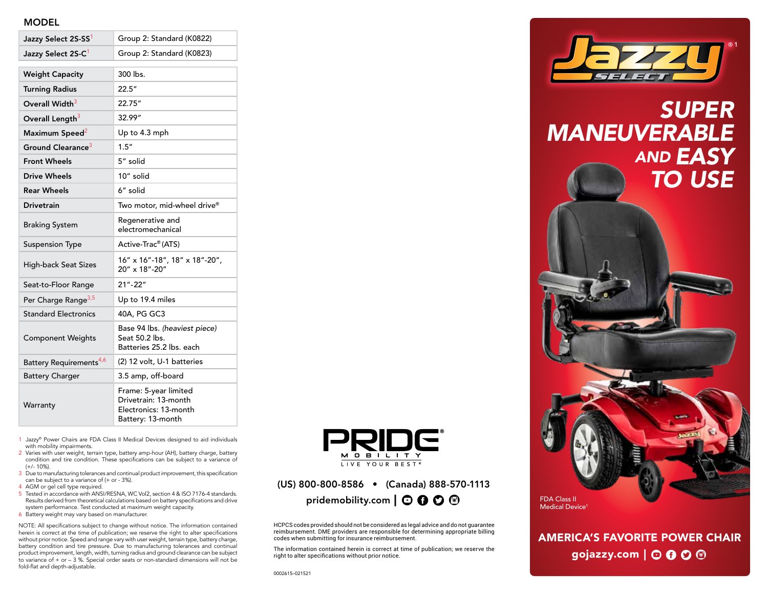## MODEL

| Jazzy Select 2S-SS[1] | Group 2: Standard (K0822) |
|---|---|
| Jazzy Select 2S-C[1] | Group 2: Standard (K0823) |

| | |
|---|---|
| **Weight Capacity** | 300 lbs. |
| **Turning Radius** | 22.5″ |
| **Overall Width**[3] | 22.75″ |
| **Overall Length**[3] | 32.99″ |
| **Maximum Speed**[2] | Up to 4.3 mph |
| **Ground Clearance**[3] | 1.5″ |
| **Front Wheels** | 5″ solid |
| **Drive Wheels** | 10″ solid |
| **Rear Wheels** | 6″ solid |
| **Drivetrain** | Two motor, mid-wheel drive® |
| Braking System | Regenerative and electromechanical |
| Suspension Type | Active-Trac® (ATS) |
| High-back Seat Sizes | 16″ x 16″-18″, 18″ x 18″-20″, 20″ x 18″-20″ |
| Seat-to-Floor Range | 21″-22″ |
| Per Charge Range[3,5] | Up to 19.4 miles |
| Standard Electronics | 40A, PG GC3 |
| Component Weights | Base 94 lbs. *(heaviest piece)* Seat 50.2 lbs. Batteries 25.2 lbs. each |
| Battery Requirements[4,6] | (2) 12 volt, U-1 batteries |
| Battery Charger | 3.5 amp, off-board |
| Warranty | Frame: 5-year limited Drivetrain: 13-month Electronics: 13-month Battery: 13-month |

1. Jazzy® Power Chairs are FDA Class II Medical Devices designed to aid individuals with mobility impairments.
2. Varies with user weight, terrain type, battery amp-hour (AH), battery charge, battery condition and tire condition. These specifications can be subject to a variance of (+/- 10%).
3. Due to manufacturing tolerances and continual product improvement, this specification can be subject to a variance of (+ or - 3%).
4. AGM or gel cell type required.
5. Tested in accordance with ANSI/RESNA, WC Vol2, section 4 & ISO 7176-4 standards. Results derived from theoretical calculations based on battery specifications and drive system performance. Test conducted at maximum weight capacity.
6. Battery weight may vary based on manufacturer.

NOTE: All specifications subject to change without notice. The information contained herein is correct at the time of publication; we reserve the right to alter specifications without prior notice. Speed and range vary with user weight, terrain type, battery charge, battery condition and tire pressure. Due to manufacturing tolerances and continual product improvement, length, width, turning radius and ground clearance can be subject to variance of + or – 3 %. Special order seats or non-standard dimensions will not be fold-flat and depth-adjustable.

PRIDE® MOBILITY
LIVE YOUR BEST®

(US) 800-800-8586 • (Canada) 888-570-1113

pridemobility.com

HCPCS codes provided should not be considered as legal advice and do not guarantee reimbursement. DME providers are responsible for determining appropriate billing codes when submitting for insurance reimbursement.

The information contained herein is correct at time of publication; we reserve the right to alter specifications without prior notice.

0002615–021521

# Jazzy® SELECT

## SUPER MANEUVERABLE AND EASY TO USE

FDA Class II Medical Device[1]

**AMERICA'S FAVORITE POWER CHAIR**

gojazzy.com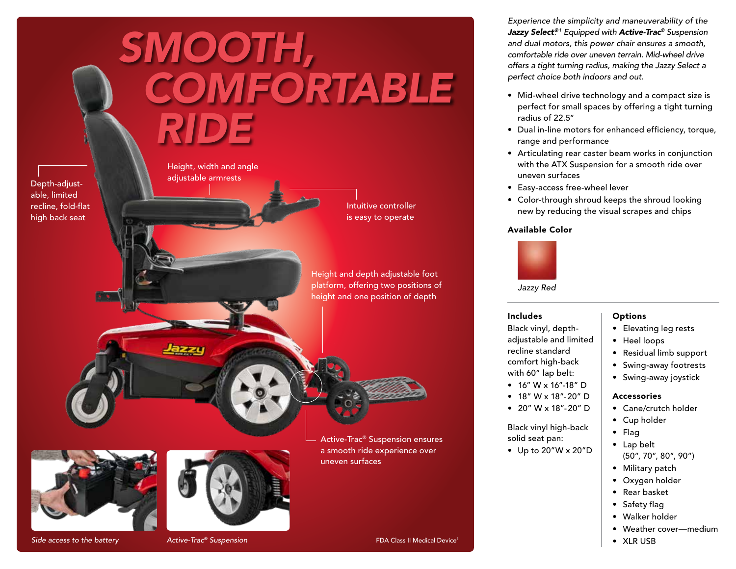# SMOOTH, COMFORTABLE RIDE

Depth-adjustable, limited recline, fold-flat high back seat

Height, width and angle adjustable armrests

Intuitive controller is easy to operate

Height and depth adjustable foot platform, offering two positions of height and one position of depth

Active-Trac® Suspension ensures a smooth ride experience over uneven surfaces

*Side access to the battery*

*Active-Trac® Suspension*

FDA Class II Medical Device[1]

*Experience the simplicity and maneuverability of the* ***Jazzy Select****®[1] Equipped with* ***Active-Trac****® Suspension and dual motors, this power chair ensures a smooth, comfortable ride over uneven terrain. Mid-wheel drive offers a tight turning radius, making the Jazzy Select a perfect choice both indoors and out.*

- Mid-wheel drive technology and a compact size is perfect for small spaces by offering a tight turning radius of 22.5"
- Dual in-line motors for enhanced efficiency, torque, range and performance
- Articulating rear caster beam works in conjunction with the ATX Suspension for a smooth ride over uneven surfaces
- Easy-access free-wheel lever
- Color-through shroud keeps the shroud looking new by reducing the visual scrapes and chips

**Available Color**

*Jazzy Red*

**Includes**

Black vinyl, depth-adjustable and limited recline standard comfort high-back with 60" lap belt:

- 16" W x 16"-18" D
- 18" W x 18"-20" D
- 20" W x 18"-20" D

Black vinyl high-back solid seat pan:

- Up to 20"W x 20"D

**Options**

- Elevating leg rests
- Heel loops
- Residual limb support
- Swing-away footrests
- Swing-away joystick

**Accessories**

- Cane/crutch holder
- Cup holder
- Flag
- Lap belt (50", 70", 80", 90")
- Military patch
- Oxygen holder
- Rear basket
- Safety flag
- Walker holder
- Weather cover—medium
- XLR USB